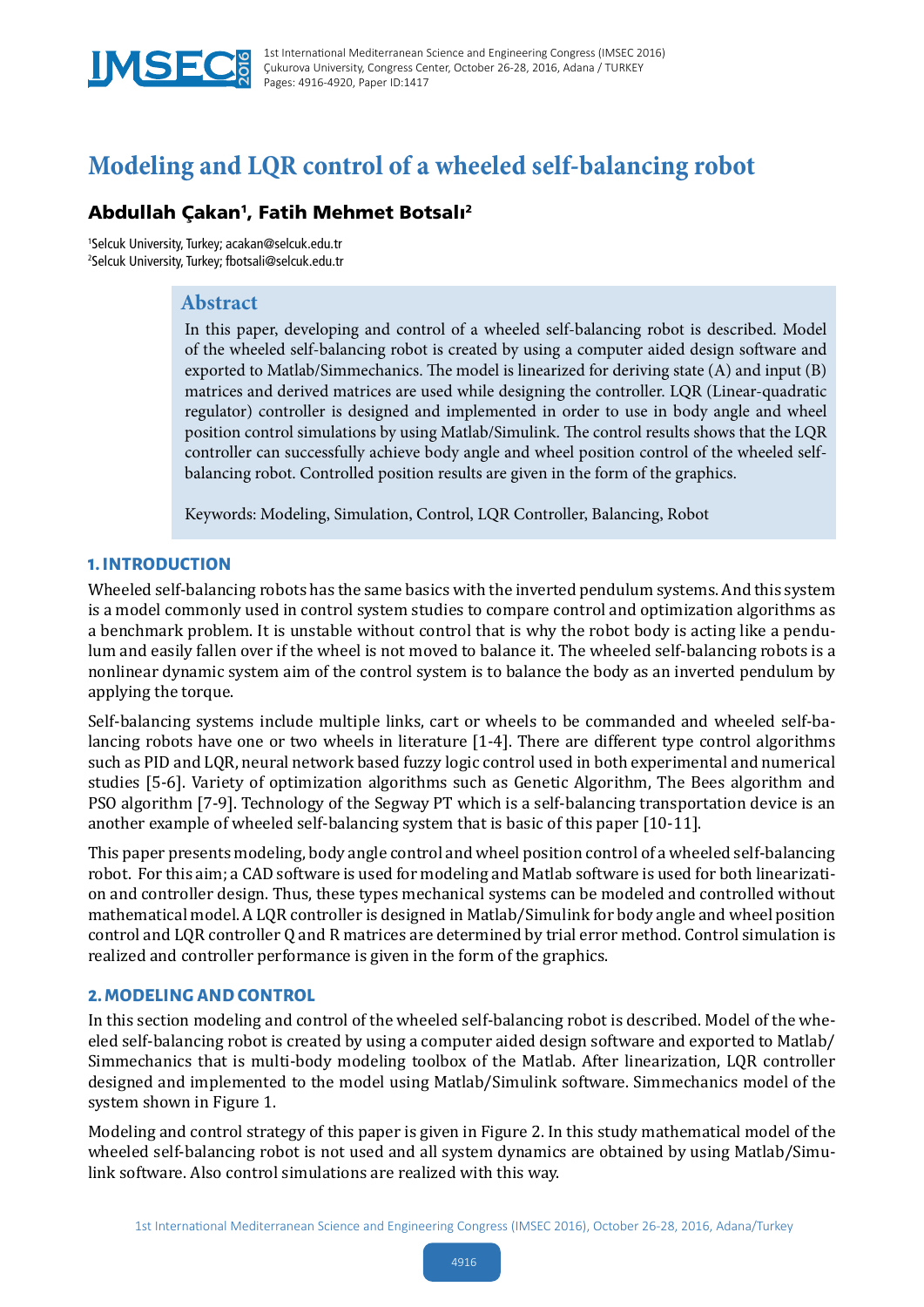# Modeling and LQR control of a wheeled self-balancing robot

## Abdullah Çakan[1], Fatih Mehmet Botsalı[2]

[1]Selcuk University, Turkey; acakan@selcuk.edu.tr
[2]Selcuk University, Turkey; fbotsali@selcuk.edu.tr

## Abstract

In this paper, developing and control of a wheeled self-balancing robot is described. Model of the wheeled self-balancing robot is created by using a computer aided design software and exported to Matlab/Simmechanics. The model is linearized for deriving state (A) and input (B) matrices and derived matrices are used while designing the controller. LQR (Linear-quadratic regulator) controller is designed and implemented in order to use in body angle and wheel position control simulations by using Matlab/Simulink. The control results shows that the LQR controller can successfully achieve body angle and wheel position control of the wheeled self-balancing robot. Controlled position results are given in the form of the graphics.

Keywords: Modeling, Simulation, Control, LQR Controller, Balancing, Robot

## 1. INTRODUCTION

Wheeled self-balancing robots has the same basics with the inverted pendulum systems. And this system is a model commonly used in control system studies to compare control and optimization algorithms as a benchmark problem. It is unstable without control that is why the robot body is acting like a pendulum and easily fallen over if the wheel is not moved to balance it. The wheeled self-balancing robots is a nonlinear dynamic system aim of the control system is to balance the body as an inverted pendulum by applying the torque.

Self-balancing systems include multiple links, cart or wheels to be commanded and wheeled self-balancing robots have one or two wheels in literature [1-4]. There are different type control algorithms such as PID and LQR, neural network based fuzzy logic control used in both experimental and numerical studies [5-6]. Variety of optimization algorithms such as Genetic Algorithm, The Bees algorithm and PSO algorithm [7-9]. Technology of the Segway PT which is a self-balancing transportation device is an another example of wheeled self-balancing system that is basic of this paper [10-11].

This paper presents modeling, body angle control and wheel position control of a wheeled self-balancing robot. For this aim; a CAD software is used for modeling and Matlab software is used for both linearization and controller design. Thus, these types mechanical systems can be modeled and controlled without mathematical model. A LQR controller is designed in Matlab/Simulink for body angle and wheel position control and LQR controller Q and R matrices are determined by trial error method. Control simulation is realized and controller performance is given in the form of the graphics.

## 2. MODELING AND CONTROL

In this section modeling and control of the wheeled self-balancing robot is described. Model of the wheeled self-balancing robot is created by using a computer aided design software and exported to Matlab/Simmechanics that is multi-body modeling toolbox of the Matlab. After linearization, LQR controller designed and implemented to the model using Matlab/Simulink software. Simmechanics model of the system shown in Figure 1.

Modeling and control strategy of this paper is given in Figure 2. In this study mathematical model of the wheeled self-balancing robot is not used and all system dynamics are obtained by using Matlab/Simulink software. Also control simulations are realized with this way.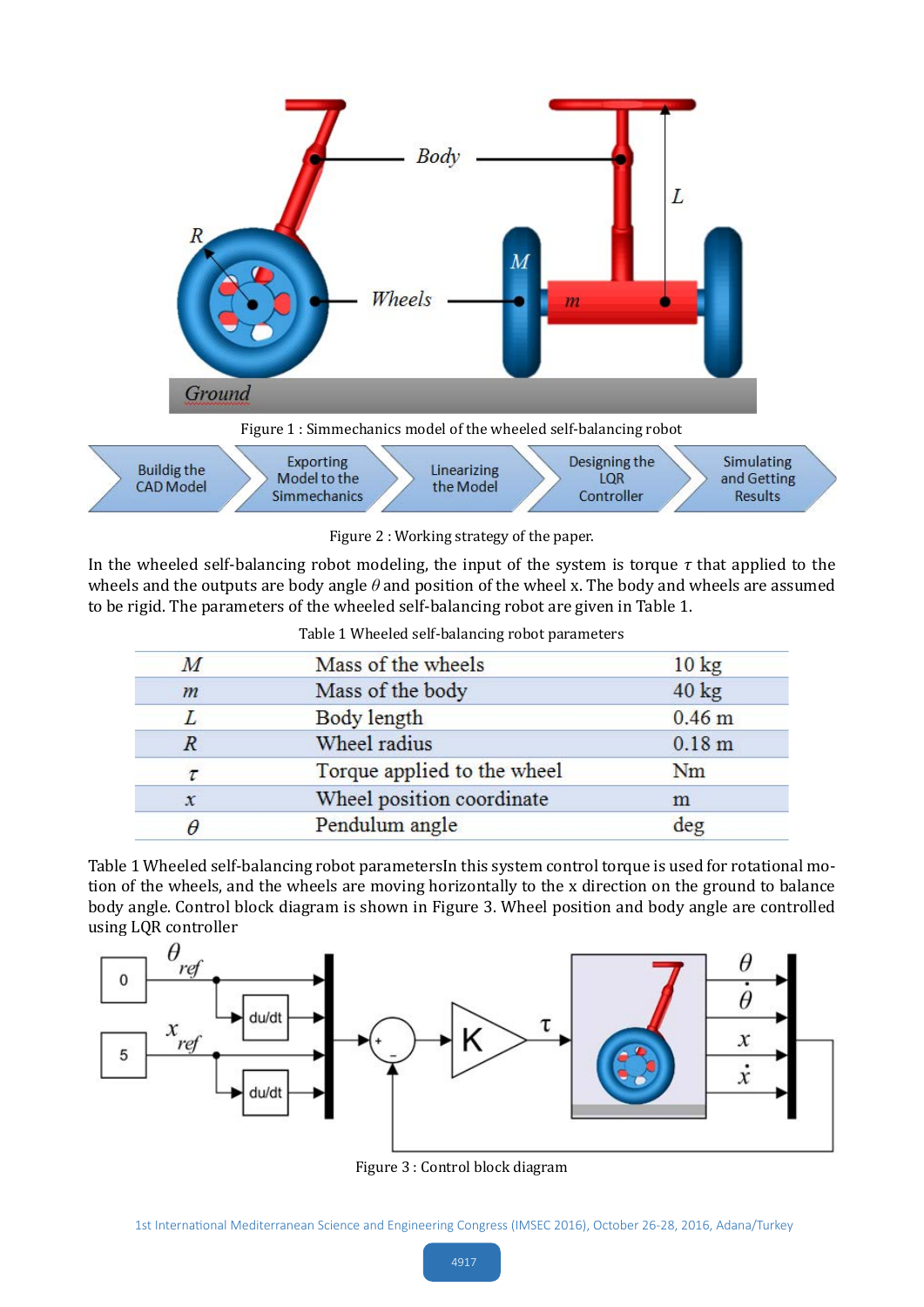Figure 1 : Simmechanics model of the wheeled self-balancing robot

Figure 2 : Working strategy of the paper.

In the wheeled self-balancing robot modeling, the input of the system is torque $\tau$ that applied to the wheels and the outputs are body angle $\theta$ and position of the wheel x. The body and wheels are assumed to be rigid. The parameters of the wheeled self-balancing robot are given in Table 1.

Table 1 Wheeled self-balancing robot parameters

| | | |
|---|---|---|
| $M$ | Mass of the wheels | 10 kg |
| $m$ | Mass of the body | 40 kg |
| $L$ | Body length | 0.46 m |
| $R$ | Wheel radius | 0.18 m |
| $\tau$ | Torque applied to the wheel | Nm |
| $x$ | Wheel position coordinate | m |
| $\theta$ | Pendulum angle | deg |

Table 1 Wheeled self-balancing robot parametersIn this system control torque is used for rotational motion of the wheels, and the wheels are moving horizontally to the x direction on the ground to balance body angle. Control block diagram is shown in Figure 3. Wheel position and body angle are controlled using LQR controller

Figure 3 : Control block diagram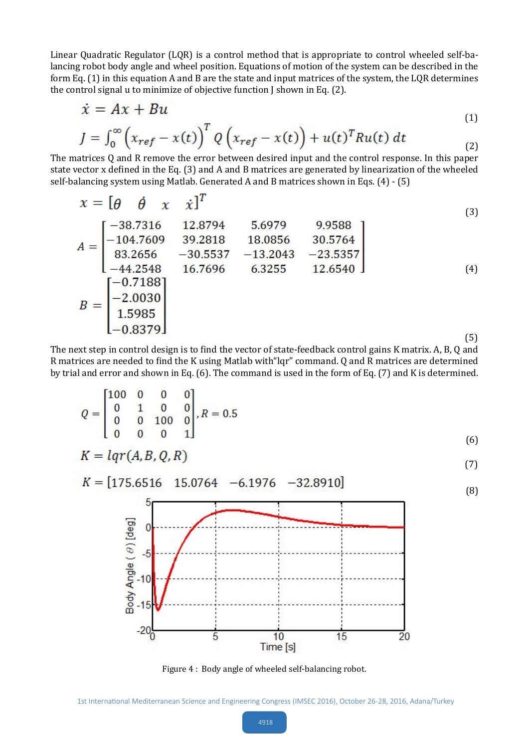Linear Quadratic Regulator (LQR) is a control method that is appropriate to control wheeled self-balancing robot body angle and wheel position. Equations of motion of the system can be described in the form Eq. (1) in this equation A and B are the state and input matrices of the system, the LQR determines the control signal u to minimize of objective function J shown in Eq. (2).

$$\dot{x} = Ax + Bu \tag{1}$$

$$J = \int_0^\infty \left(x_{ref} - x(t)\right)^T Q \left(x_{ref} - x(t)\right) + u(t)^T R u(t)\, dt \tag{2}$$

The matrices Q and R remove the error between desired input and the control response. In this paper state vector x defined in the Eq. (3) and A and B matrices are generated by linearization of the wheeled self-balancing system using Matlab. Generated A and B matrices shown in Eqs. (4) - (5)

$$x = [\theta \quad \dot{\theta} \quad x \quad \dot{x}]^T \tag{3}$$

$$A = \begin{bmatrix} -38.7316 & 12.8794 & 5.6979 & 9.9588 \\ -104.7609 & 39.2818 & 18.0856 & 30.5764 \\ 83.2656 & -30.5537 & -13.2043 & -23.5357 \\ -44.2548 & 16.7696 & 6.3255 & 12.6540 \end{bmatrix} \tag{4}$$

$$B = \begin{bmatrix} -0.7188 \\ -2.0030 \\ 1.5985 \\ -0.8379 \end{bmatrix} \tag{5}$$

The next step in control design is to find the vector of state-feedback control gains K matrix. A, B, Q and R matrices are needed to find the K using Matlab with"lqr" command. Q and R matrices are determined by trial and error and shown in Eq. (6). The command is used in the form of Eq. (7) and K is determined.

$$Q = \begin{bmatrix} 100 & 0 & 0 & 0 \\ 0 & 1 & 0 & 0 \\ 0 & 0 & 100 & 0 \\ 0 & 0 & 0 & 1 \end{bmatrix}, R = 0.5 \tag{6}$$

$$K = lqr(A, B, Q, R) \tag{7}$$

$$K = [175.6516 \quad 15.0764 \quad -6.1976 \quad -32.8910] \tag{8}$$

Figure 4 : Body angle of wheeled self-balancing robot.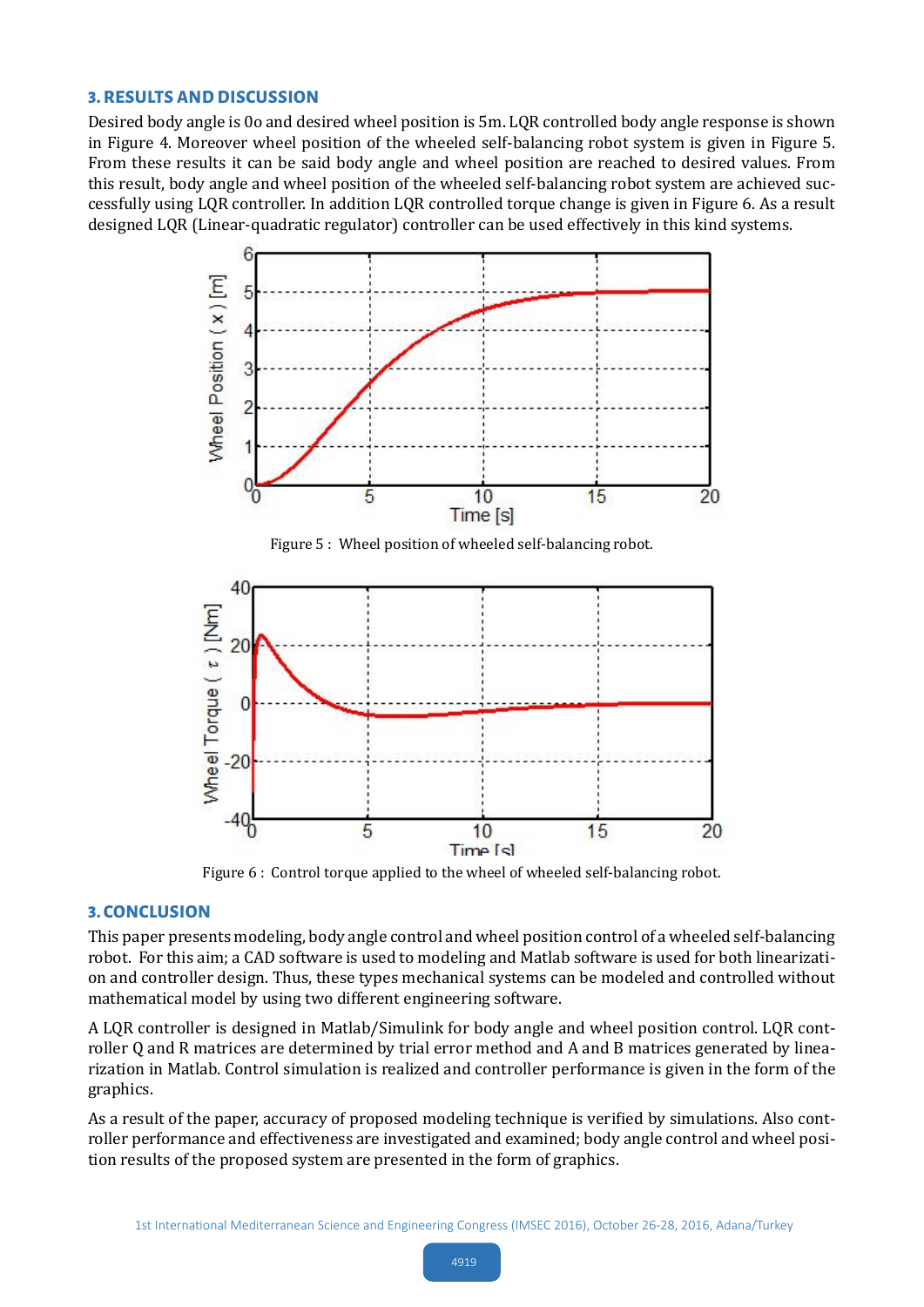## 3. RESULTS AND DISCUSSION

Desired body angle is 0o and desired wheel position is 5m. LQR controlled body angle response is shown in Figure 4. Moreover wheel position of the wheeled self-balancing robot system is given in Figure 5. From these results it can be said body angle and wheel position are reached to desired values. From this result, body angle and wheel position of the wheeled self-balancing robot system are achieved successfully using LQR controller. In addition LQR controlled torque change is given in Figure 6. As a result designed LQR (Linear-quadratic regulator) controller can be used effectively in this kind systems.

Figure 5 : Wheel position of wheeled self-balancing robot.

Figure 6 : Control torque applied to the wheel of wheeled self-balancing robot.

## 3. CONCLUSION

This paper presents modeling, body angle control and wheel position control of a wheeled self-balancing robot. For this aim; a CAD software is used to modeling and Matlab software is used for both linearization and controller design. Thus, these types mechanical systems can be modeled and controlled without mathematical model by using two different engineering software.

A LQR controller is designed in Matlab/Simulink for body angle and wheel position control. LQR controller Q and R matrices are determined by trial error method and A and B matrices generated by linearization in Matlab. Control simulation is realized and controller performance is given in the form of the graphics.

As a result of the paper, accuracy of proposed modeling technique is verified by simulations. Also controller performance and effectiveness are investigated and examined; body angle control and wheel position results of the proposed system are presented in the form of graphics.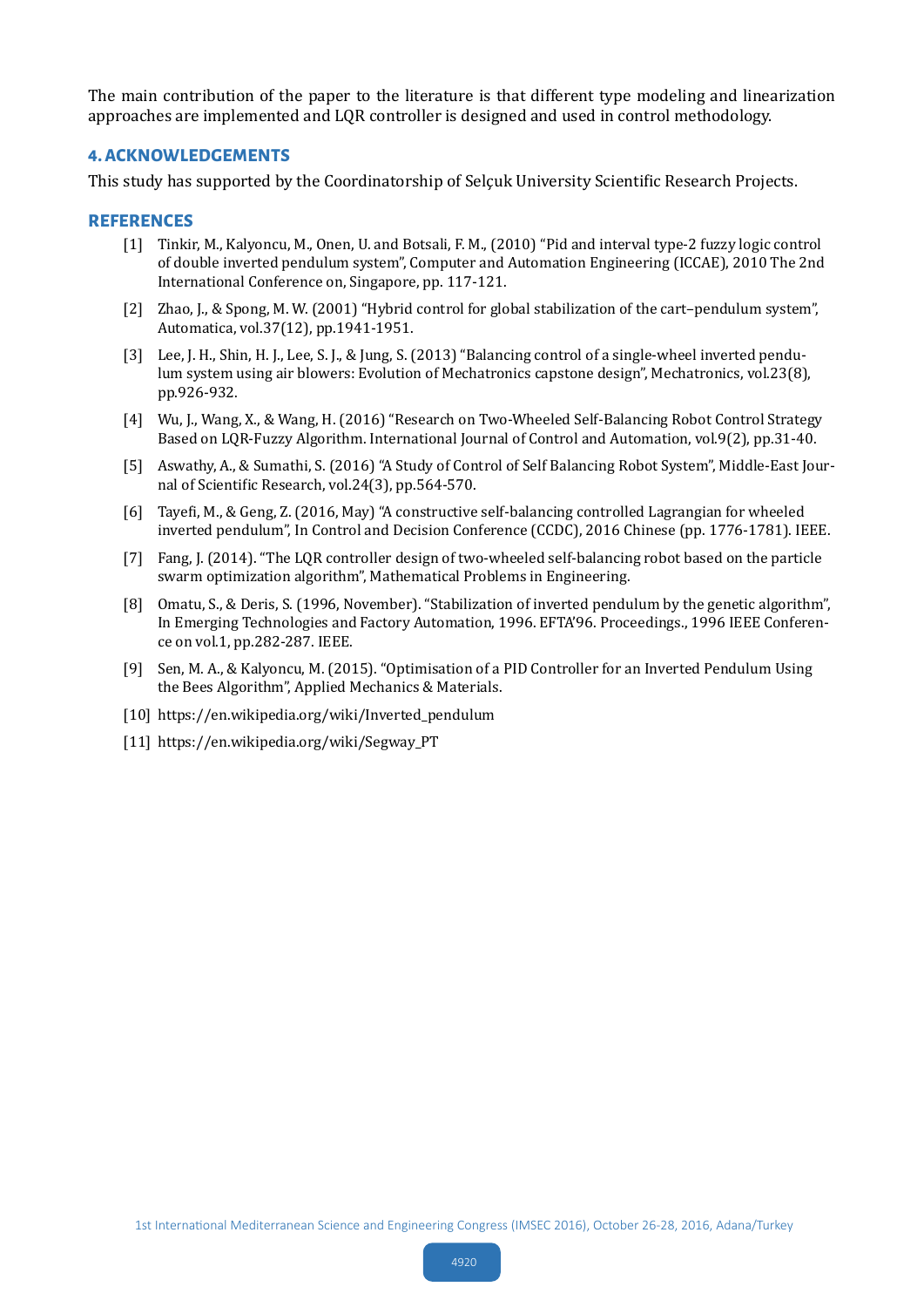The main contribution of the paper to the literature is that different type modeling and linearization approaches are implemented and LQR controller is designed and used in control methodology.

## 4. ACKNOWLEDGEMENTS

This study has supported by the Coordinatorship of Selçuk University Scientific Research Projects.

## REFERENCES

[1] Tinkir, M., Kalyoncu, M., Onen, U. and Botsali, F. M., (2010) "Pid and interval type-2 fuzzy logic control of double inverted pendulum system", Computer and Automation Engineering (ICCAE), 2010 The 2nd International Conference on, Singapore, pp. 117-121.

[2] Zhao, J., & Spong, M. W. (2001) "Hybrid control for global stabilization of the cart–pendulum system", Automatica, vol.37(12), pp.1941-1951.

[3] Lee, J. H., Shin, H. J., Lee, S. J., & Jung, S. (2013) "Balancing control of a single-wheel inverted pendulum system using air blowers: Evolution of Mechatronics capstone design", Mechatronics, vol.23(8), pp.926-932.

[4] Wu, J., Wang, X., & Wang, H. (2016) "Research on Two-Wheeled Self-Balancing Robot Control Strategy Based on LQR-Fuzzy Algorithm. International Journal of Control and Automation, vol.9(2), pp.31-40.

[5] Aswathy, A., & Sumathi, S. (2016) "A Study of Control of Self Balancing Robot System", Middle-East Journal of Scientific Research, vol.24(3), pp.564-570.

[6] Tayefi, M., & Geng, Z. (2016, May) "A constructive self-balancing controlled Lagrangian for wheeled inverted pendulum", In Control and Decision Conference (CCDC), 2016 Chinese (pp. 1776-1781). IEEE.

[7] Fang, J. (2014). "The LQR controller design of two-wheeled self-balancing robot based on the particle swarm optimization algorithm", Mathematical Problems in Engineering.

[8] Omatu, S., & Deris, S. (1996, November). "Stabilization of inverted pendulum by the genetic algorithm", In Emerging Technologies and Factory Automation, 1996. EFTA'96. Proceedings., 1996 IEEE Conference on vol.1, pp.282-287. IEEE.

[9] Sen, M. A., & Kalyoncu, M. (2015). "Optimisation of a PID Controller for an Inverted Pendulum Using the Bees Algorithm", Applied Mechanics & Materials.

[10] https://en.wikipedia.org/wiki/Inverted_pendulum

[11] https://en.wikipedia.org/wiki/Segway_PT